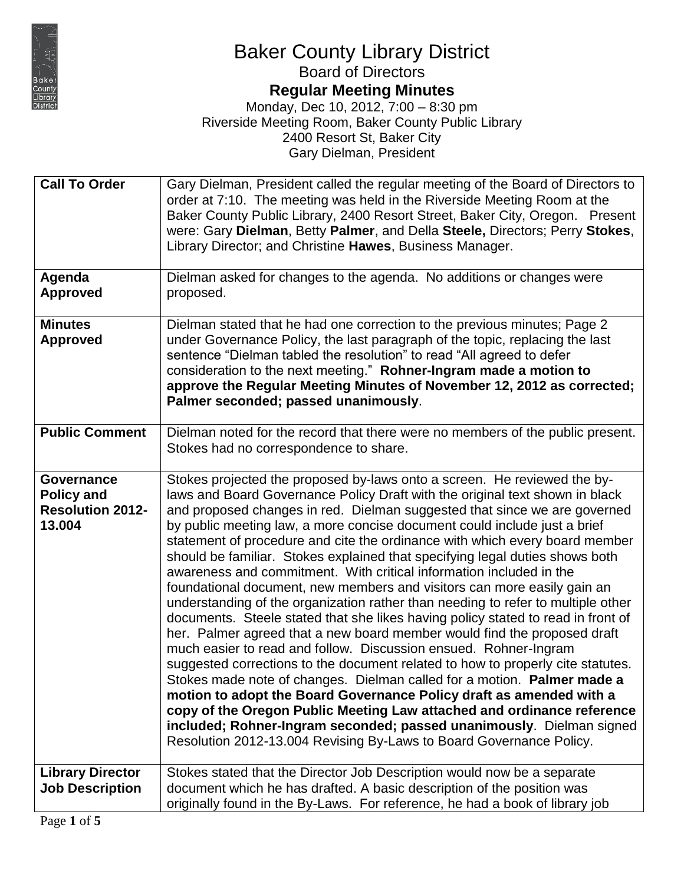# Baker County Library District

## Board of Directors

### Regular Meeting Minutes

Monday, Dec 10, 2012, 7:00 – 8:30 pm
Riverside Meeting Room, Baker County Public Library
2400 Resort St, Baker City
Gary Dielman, President

| | |
|---|---|
| **Call To Order** | Gary Dielman, President called the regular meeting of the Board of Directors to order at 7:10. The meeting was held in the Riverside Meeting Room at the Baker County Public Library, 2400 Resort Street, Baker City, Oregon. Present were: Gary **Dielman**, Betty **Palmer**, and Della **Steele,** Directors; Perry **Stokes**, Library Director; and Christine **Hawes**, Business Manager. |
| **Agenda Approved** | Dielman asked for changes to the agenda. No additions or changes were proposed. |
| **Minutes Approved** | Dielman stated that he had one correction to the previous minutes; Page 2 under Governance Policy, the last paragraph of the topic, replacing the last sentence "Dielman tabled the resolution" to read "All agreed to defer consideration to the next meeting." **Rohner-Ingram made a motion to approve the Regular Meeting Minutes of November 12, 2012 as corrected; Palmer seconded; passed unanimously**. |
| **Public Comment** | Dielman noted for the record that there were no members of the public present. Stokes had no correspondence to share. |
| **Governance Policy and Resolution 2012-13.004** | Stokes projected the proposed by-laws onto a screen. He reviewed the by-laws and Board Governance Policy Draft with the original text shown in black and proposed changes in red. Dielman suggested that since we are governed by public meeting law, a more concise document could include just a brief statement of procedure and cite the ordinance with which every board member should be familiar. Stokes explained that specifying legal duties shows both awareness and commitment. With critical information included in the foundational document, new members and visitors can more easily gain an understanding of the organization rather than needing to refer to multiple other documents. Steele stated that she likes having policy stated to read in front of her. Palmer agreed that a new board member would find the proposed draft much easier to read and follow. Discussion ensued. Rohner-Ingram suggested corrections to the document related to how to properly cite statutes. Stokes made note of changes. Dielman called for a motion. **Palmer made a motion to adopt the Board Governance Policy draft as amended with a copy of the Oregon Public Meeting Law attached and ordinance reference included; Rohner-Ingram seconded; passed unanimously**. Dielman signed Resolution 2012-13.004 Revising By-Laws to Board Governance Policy. |
| **Library Director Job Description** | Stokes stated that the Director Job Description would now be a separate document which he has drafted. A basic description of the position was originally found in the By-Laws. For reference, he had a book of library job |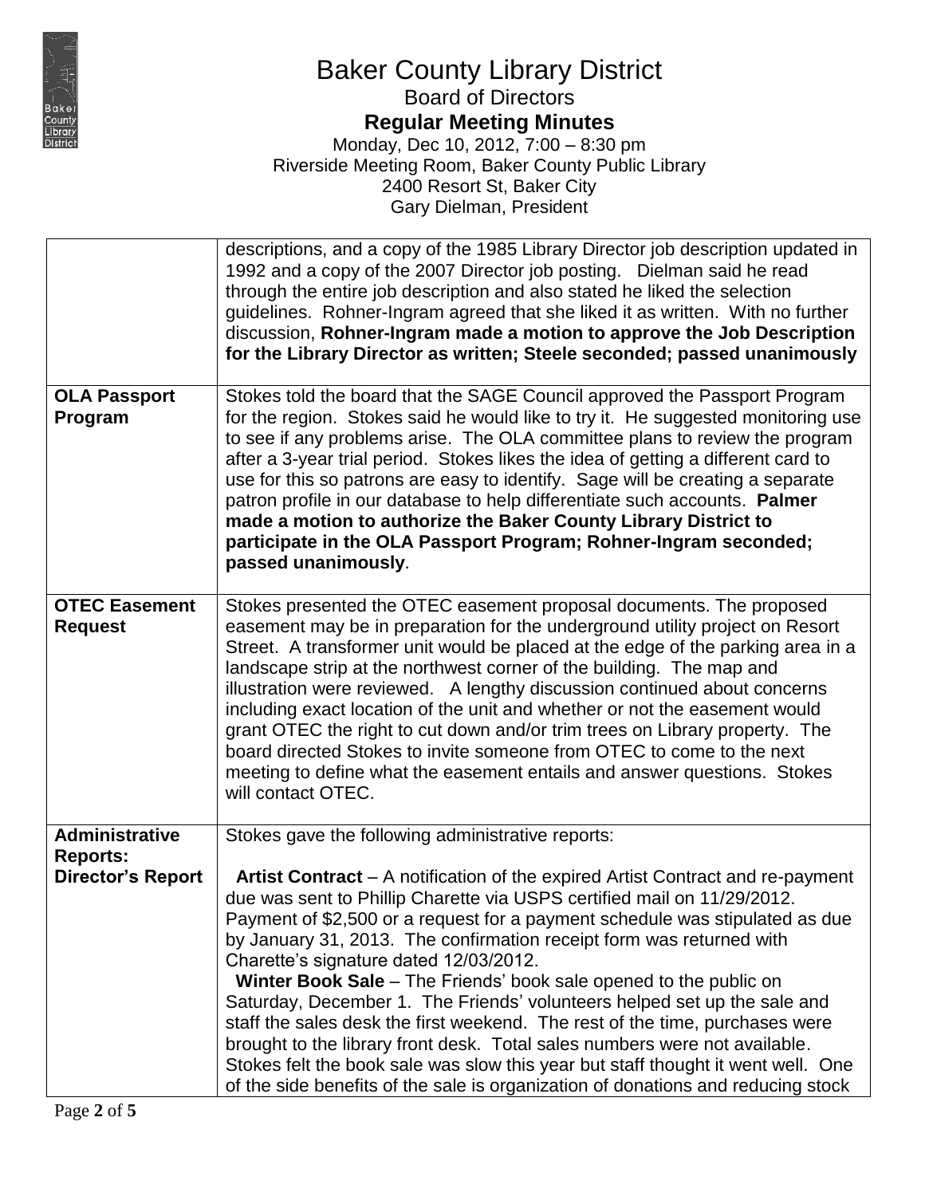# Baker County Library District

Board of Directors

**Regular Meeting Minutes**

Monday, Dec 10, 2012, 7:00 – 8:30 pm
Riverside Meeting Room, Baker County Public Library
2400 Resort St, Baker City
Gary Dielman, President

| | |
|---|---|
| | descriptions, and a copy of the 1985 Library Director job description updated in 1992 and a copy of the 2007 Director job posting. Dielman said he read through the entire job description and also stated he liked the selection guidelines. Rohner-Ingram agreed that she liked it as written. With no further discussion, **Rohner-Ingram made a motion to approve the Job Description for the Library Director as written; Steele seconded; passed unanimously** |
| **OLA Passport Program** | Stokes told the board that the SAGE Council approved the Passport Program for the region. Stokes said he would like to try it. He suggested monitoring use to see if any problems arise. The OLA committee plans to review the program after a 3-year trial period. Stokes likes the idea of getting a different card to use for this so patrons are easy to identify. Sage will be creating a separate patron profile in our database to help differentiate such accounts. **Palmer made a motion to authorize the Baker County Library District to participate in the OLA Passport Program; Rohner-Ingram seconded; passed unanimously**. |
| **OTEC Easement Request** | Stokes presented the OTEC easement proposal documents. The proposed easement may be in preparation for the underground utility project on Resort Street. A transformer unit would be placed at the edge of the parking area in a landscape strip at the northwest corner of the building. The map and illustration were reviewed. A lengthy discussion continued about concerns including exact location of the unit and whether or not the easement would grant OTEC the right to cut down and/or trim trees on Library property. The board directed Stokes to invite someone from OTEC to come to the next meeting to define what the easement entails and answer questions. Stokes will contact OTEC. |
| **Administrative Reports: Director's Report** | Stokes gave the following administrative reports:<br><br>**Artist Contract** – A notification of the expired Artist Contract and re-payment due was sent to Phillip Charette via USPS certified mail on 11/29/2012. Payment of $2,500 or a request for a payment schedule was stipulated as due by January 31, 2013. The confirmation receipt form was returned with Charette's signature dated 12/03/2012.<br>**Winter Book Sale** – The Friends' book sale opened to the public on Saturday, December 1. The Friends' volunteers helped set up the sale and staff the sales desk the first weekend. The rest of the time, purchases were brought to the library front desk. Total sales numbers were not available. Stokes felt the book sale was slow this year but staff thought it went well. One of the side benefits of the sale is organization of donations and reducing stock |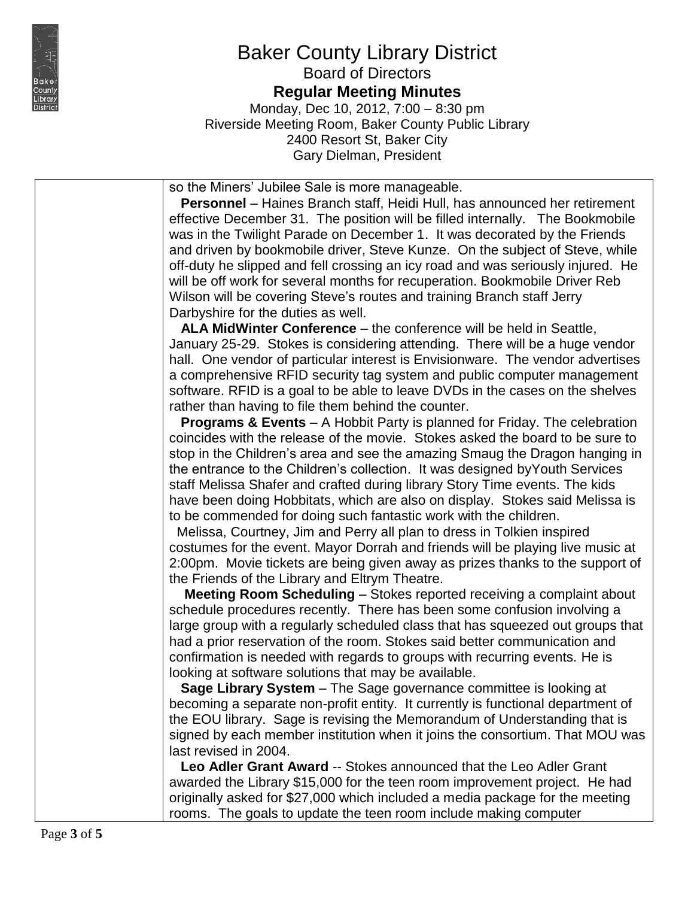# Baker County Library District

Board of Directors

**Regular Meeting Minutes**

Monday, Dec 10, 2012, 7:00 – 8:30 pm
Riverside Meeting Room, Baker County Public Library
2400 Resort St, Baker City
Gary Dielman, President

| | |
|---|---|
| | so the Miners' Jubilee Sale is more manageable. |
| | **Personnel** – Haines Branch staff, Heidi Hull, has announced her retirement effective December 31. The position will be filled internally. The Bookmobile was in the Twilight Parade on December 1. It was decorated by the Friends and driven by bookmobile driver, Steve Kunze. On the subject of Steve, while off-duty he slipped and fell crossing an icy road and was seriously injured. He will be off work for several months for recuperation. Bookmobile Driver Reb Wilson will be covering Steve's routes and training Branch staff Jerry Darbyshire for the duties as well. |
| | **ALA MidWinter Conference** – the conference will be held in Seattle, January 25-29. Stokes is considering attending. There will be a huge vendor hall. One vendor of particular interest is Envisionware. The vendor advertises a comprehensive RFID security tag system and public computer management software. RFID is a goal to be able to leave DVDs in the cases on the shelves rather than having to file them behind the counter. |
| | **Programs & Events** – A Hobbit Party is planned for Friday. The celebration coincides with the release of the movie. Stokes asked the board to be sure to stop in the Children's area and see the amazing Smaug the Dragon hanging in the entrance to the Children's collection. It was designed byYouth Services staff Melissa Shafer and crafted during library Story Time events. The kids have been doing Hobbitats, which are also on display. Stokes said Melissa is to be commended for doing such fantastic work with the children. |
| | Melissa, Courtney, Jim and Perry all plan to dress in Tolkien inspired costumes for the event. Mayor Dorrah and friends will be playing live music at 2:00pm. Movie tickets are being given away as prizes thanks to the support of the Friends of the Library and Eltrym Theatre. |
| | **Meeting Room Scheduling** – Stokes reported receiving a complaint about schedule procedures recently. There has been some confusion involving a large group with a regularly scheduled class that has squeezed out groups that had a prior reservation of the room. Stokes said better communication and confirmation is needed with regards to groups with recurring events. He is looking at software solutions that may be available. |
| | **Sage Library System** – The Sage governance committee is looking at becoming a separate non-profit entity. It currently is functional department of the EOU library. Sage is revising the Memorandum of Understanding that is signed by each member institution when it joins the consortium. That MOU was last revised in 2004. |
| | **Leo Adler Grant Award** -- Stokes announced that the Leo Adler Grant awarded the Library $15,000 for the teen room improvement project. He had originally asked for $27,000 which included a media package for the meeting rooms. The goals to update the teen room include making computer |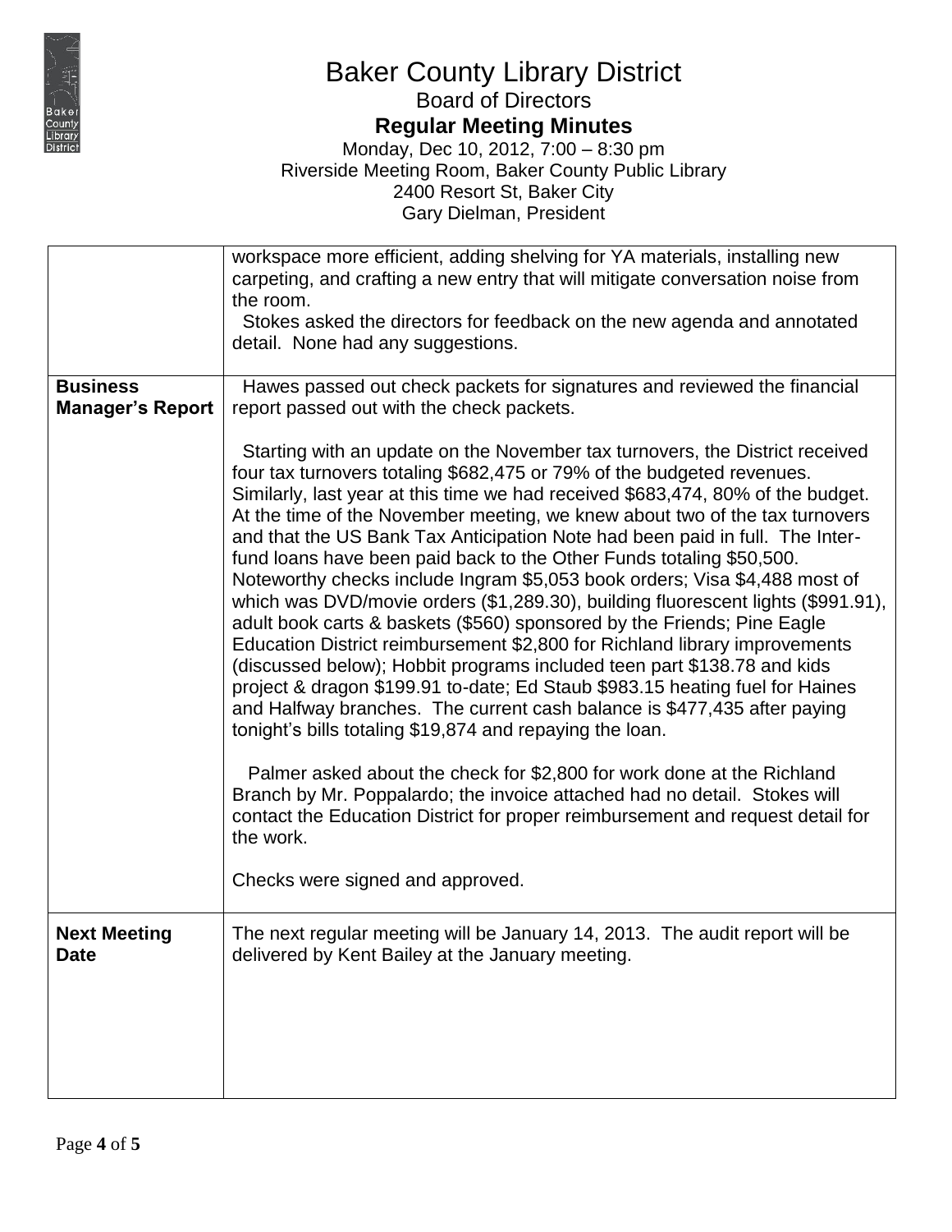# Baker County Library District

## Board of Directors

### Regular Meeting Minutes

Monday, Dec 10, 2012, 7:00 – 8:30 pm
Riverside Meeting Room, Baker County Public Library
2400 Resort St, Baker City
Gary Dielman, President

| | |
|---|---|
| | workspace more efficient, adding shelving for YA materials, installing new carpeting, and crafting a new entry that will mitigate conversation noise from the room.<br>Stokes asked the directors for feedback on the new agenda and annotated detail. None had any suggestions. |
| **Business Manager's Report** | Hawes passed out check packets for signatures and reviewed the financial report passed out with the check packets.<br><br>Starting with an update on the November tax turnovers, the District received four tax turnovers totaling $682,475 or 79% of the budgeted revenues. Similarly, last year at this time we had received $683,474, 80% of the budget. At the time of the November meeting, we knew about two of the tax turnovers and that the US Bank Tax Anticipation Note had been paid in full. The Inter-fund loans have been paid back to the Other Funds totaling $50,500. Noteworthy checks include Ingram $5,053 book orders; Visa $4,488 most of which was DVD/movie orders ($1,289.30), building fluorescent lights ($991.91), adult book carts & baskets ($560) sponsored by the Friends; Pine Eagle Education District reimbursement $2,800 for Richland library improvements (discussed below); Hobbit programs included teen part $138.78 and kids project & dragon $199.91 to-date; Ed Staub $983.15 heating fuel for Haines and Halfway branches. The current cash balance is $477,435 after paying tonight's bills totaling $19,874 and repaying the loan.<br><br>Palmer asked about the check for $2,800 for work done at the Richland Branch by Mr. Poppalardo; the invoice attached had no detail. Stokes will contact the Education District for proper reimbursement and request detail for the work.<br><br>Checks were signed and approved. |
| **Next Meeting Date** | The next regular meeting will be January 14, 2013. The audit report will be delivered by Kent Bailey at the January meeting. |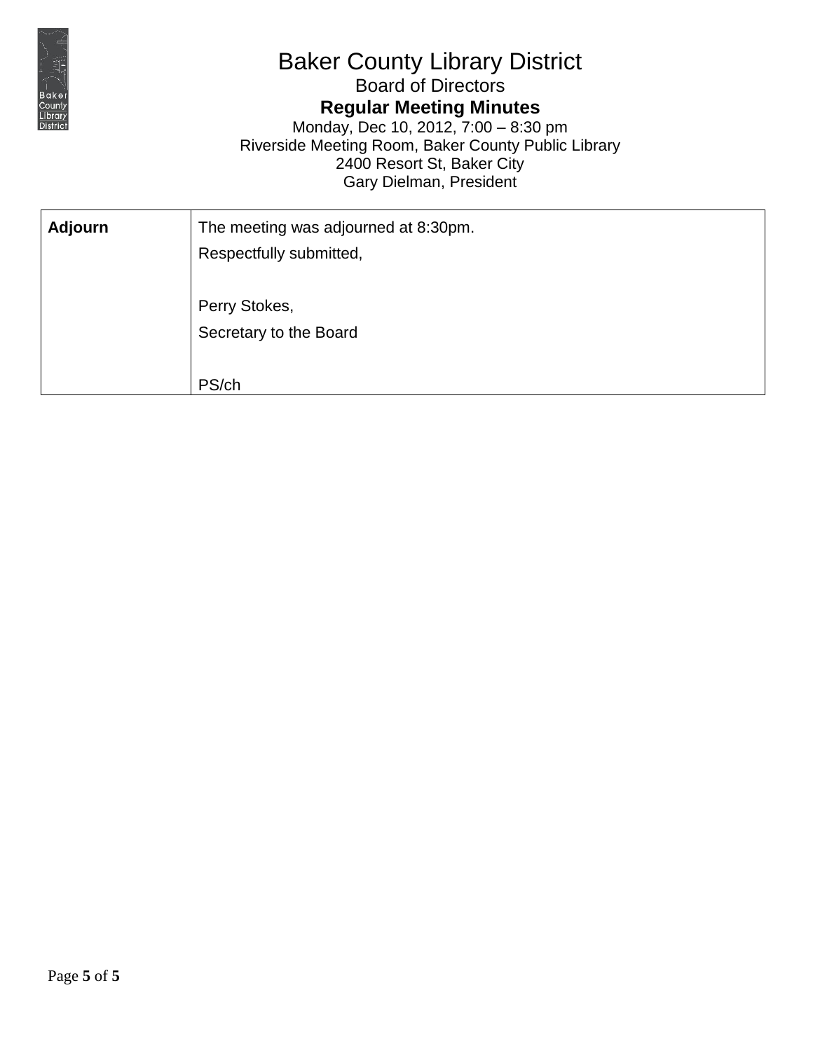# Baker County Library District

Board of Directors

**Regular Meeting Minutes**

Monday, Dec 10, 2012, 7:00 – 8:30 pm

Riverside Meeting Room, Baker County Public Library

2400 Resort St, Baker City

Gary Dielman, President

| | |
|---|---|
| **Adjourn** | The meeting was adjourned at 8:30pm.<br>Respectfully submitted,<br><br>Perry Stokes,<br>Secretary to the Board<br><br>PS/ch |